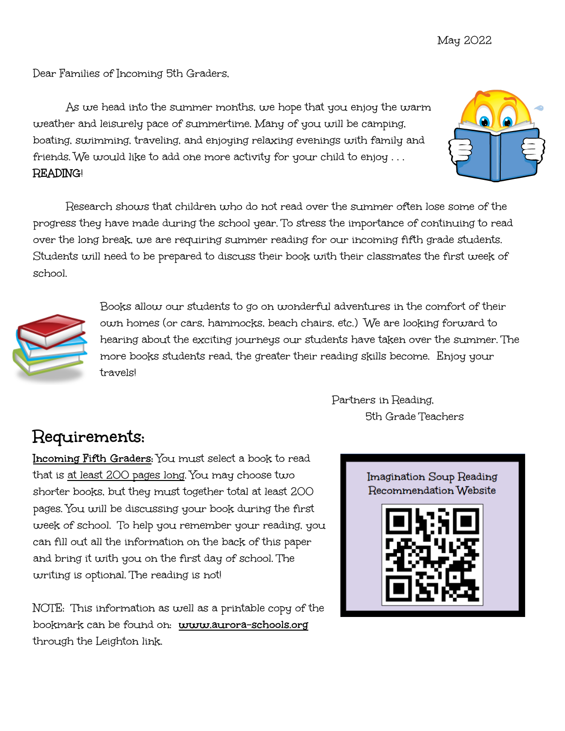May 2022

Dear Families of Incoming 5th Graders,

As we head into the summer months, we hope that you enjoy the warm weather and leisurely pace of summertime. Many of you will be camping, boating, swimming, traveling, and enjoying relaxing evenings with family and friends. We would like to add one more activity for your child to enjoy . . . **READING**!

Research shows that children who do not read over the summer often lose some of the progress they have made during the school year. To stress the importance of continuing to read over the long break, we are requiring summer reading for our incoming fifth grade students. Students will need to be prepared to discuss their book with their classmates the first week of school.

Books allow our students to go on wonderful adventures in the comfort of their own homes (or cars, hammocks, beach chairs, etc.) We are looking forward to hearing about the exciting journeys our students have taken over the summer. The more books students read, the greater their reading skills become. Enjoy your travels!

Partners in Reading,
5th Grade Teachers

## Requirements:

**Incoming Fifth Graders:** You must select a book to read that is at least 200 pages long. You may choose two shorter books, but they must together total at least 200 pages. You will be discussing your book during the first week of school. To help you remember your reading, you can fill out all the information on the back of this paper and bring it with you on the first day of school. The writing is optional. The reading is not!

NOTE: This information as well as a printable copy of the bookmark can be found on: **www.aurora-schools.org** through the Leighton link.

Imagination Soup Reading Recommendation Website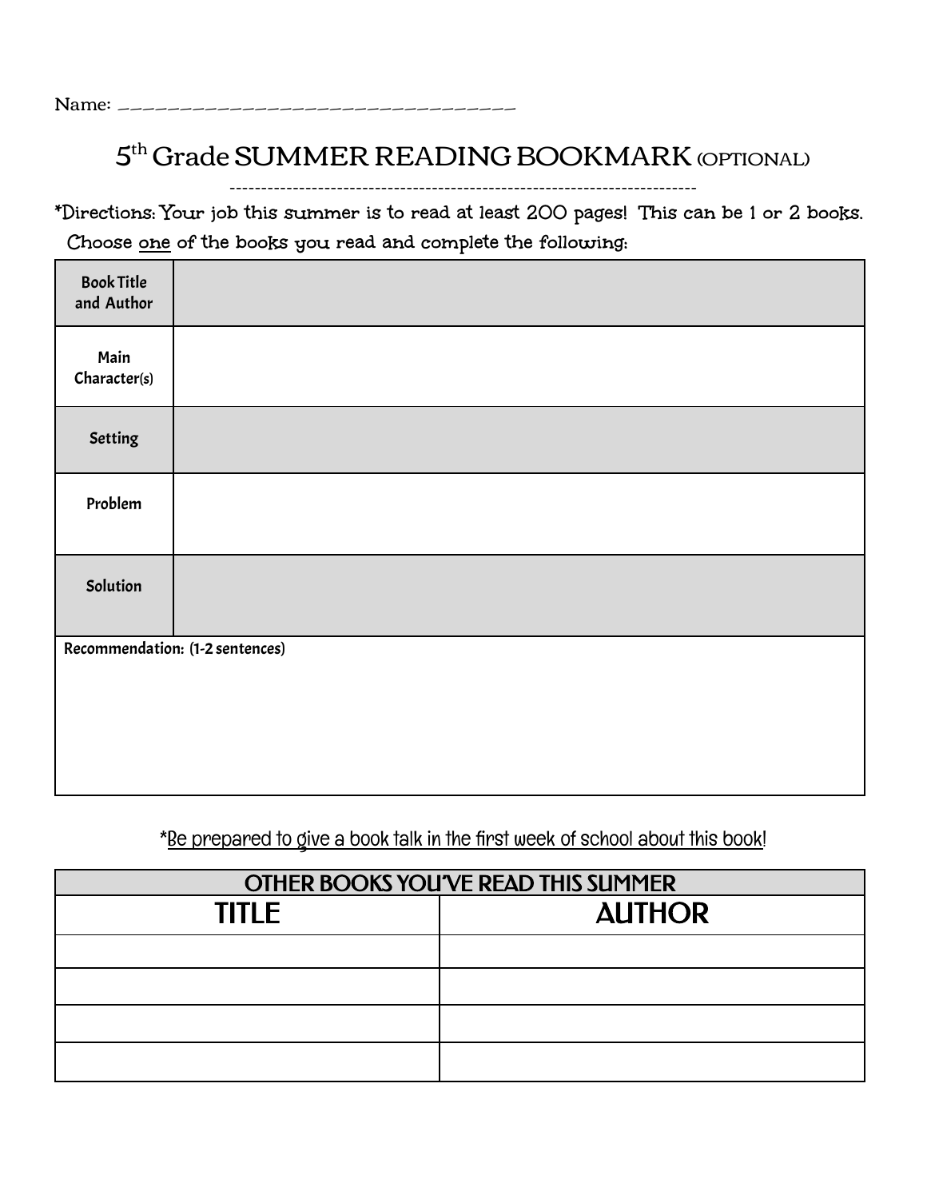Name: ________________________________

# 5th Grade SUMMER READING BOOKMARK (OPTIONAL)

---

*Directions: Your job this summer is to read at least 200 pages! This can be 1 or 2 books. Choose one of the books you read and complete the following:

| | |
|---|---|
| **Book Title and Author** | |
| **Main Character(s)** | |
| **Setting** | |
| **Problem** | |
| **Solution** | |
| **Recommendation: (1-2 sentences)** | |

*Be prepared to give a book talk in the first week of school about this book!

| OTHER BOOKS YOU'VE READ THIS SUMMER | |
|---|---|
| **TITLE** | **AUTHOR** |
| | |
| | |
| | |
| | |